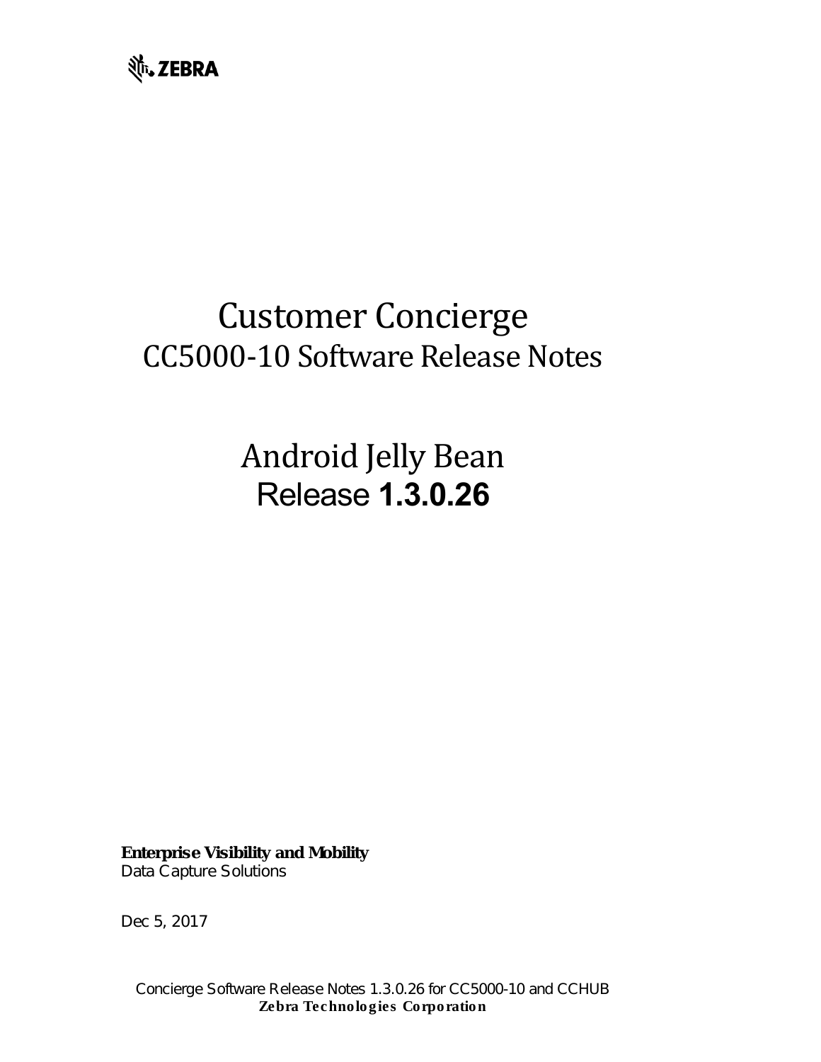ZEBRA

# Customer Concierge

## CC5000-10 Software Release Notes

# Android Jelly Bean

## Release **1.3.0.26**

**Enterprise Visibility and Mobility**
Data Capture Solutions

Dec 5, 2017

Concierge Software Release Notes 1.3.0.26 for CC5000-10 and CCHUB
**Zebra Technologies Corporation**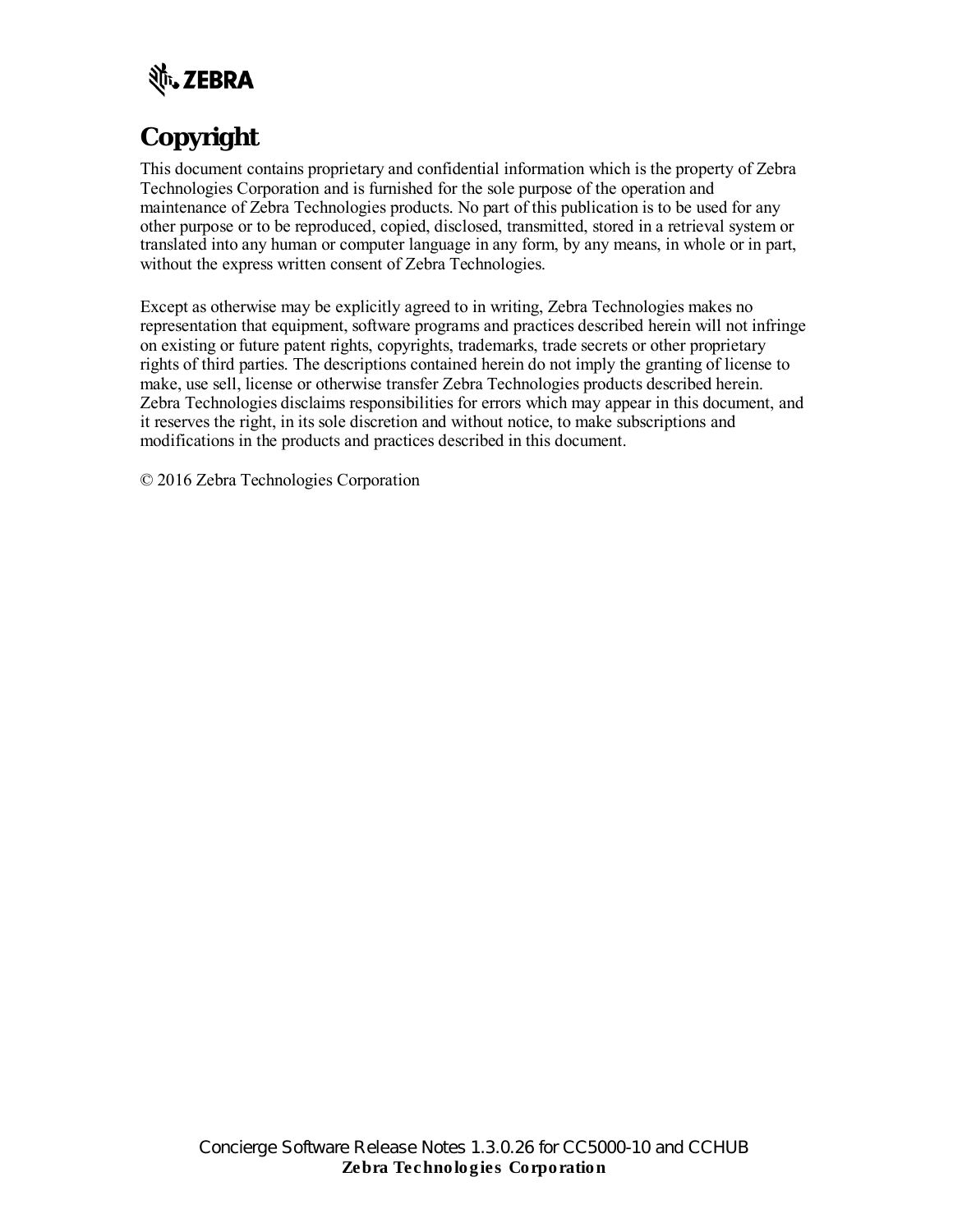# Copyright

This document contains proprietary and confidential information which is the property of Zebra Technologies Corporation and is furnished for the sole purpose of the operation and maintenance of Zebra Technologies products. No part of this publication is to be used for any other purpose or to be reproduced, copied, disclosed, transmitted, stored in a retrieval system or translated into any human or computer language in any form, by any means, in whole or in part, without the express written consent of Zebra Technologies.

Except as otherwise may be explicitly agreed to in writing, Zebra Technologies makes no representation that equipment, software programs and practices described herein will not infringe on existing or future patent rights, copyrights, trademarks, trade secrets or other proprietary rights of third parties. The descriptions contained herein do not imply the granting of license to make, use sell, license or otherwise transfer Zebra Technologies products described herein. Zebra Technologies disclaims responsibilities for errors which may appear in this document, and it reserves the right, in its sole discretion and without notice, to make subscriptions and modifications in the products and practices described in this document.

© 2016 Zebra Technologies Corporation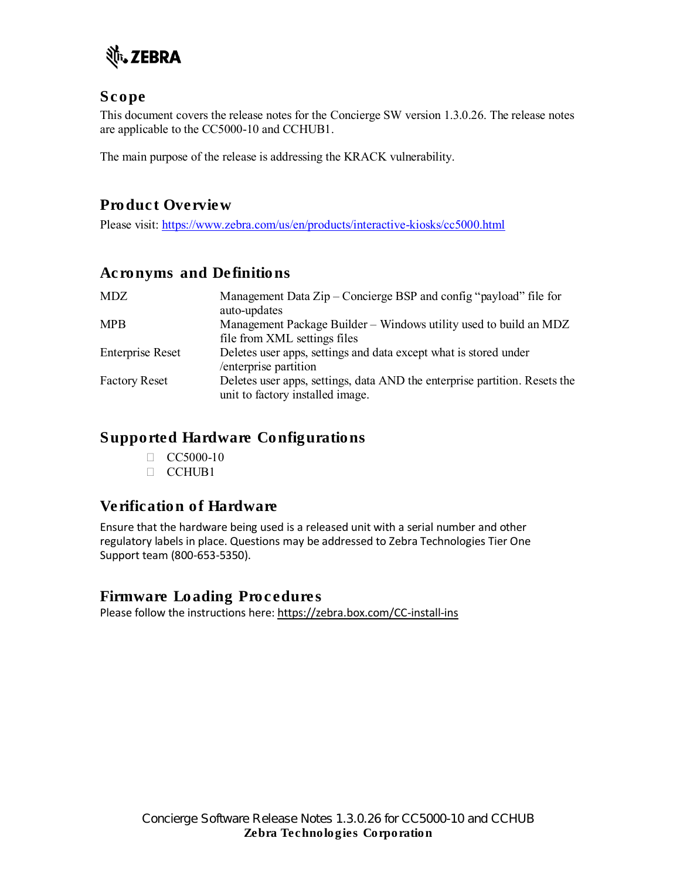## Scope

This document covers the release notes for the Concierge SW version 1.3.0.26. The release notes are applicable to the CC5000-10 and CCHUB1.

The main purpose of the release is addressing the KRACK vulnerability.

## Product Overview

Please visit: https://www.zebra.com/us/en/products/interactive-kiosks/cc5000.html

## Acronyms and Definitions

| | |
|---|---|
| MDZ | Management Data Zip – Concierge BSP and config "payload" file for auto-updates |
| MPB | Management Package Builder – Windows utility used to build an MDZ file from XML settings files |
| Enterprise Reset | Deletes user apps, settings and data except what is stored under /enterprise partition |
| Factory Reset | Deletes user apps, settings, data AND the enterprise partition. Resets the unit to factory installed image. |

## Supported Hardware Configurations

- CC5000-10
- CCHUB1

## Verification of Hardware

Ensure that the hardware being used is a released unit with a serial number and other regulatory labels in place. Questions may be addressed to Zebra Technologies Tier One Support team (800-653-5350).

## Firmware Loading Procedures

Please follow the instructions here: https://zebra.box.com/CC-install-ins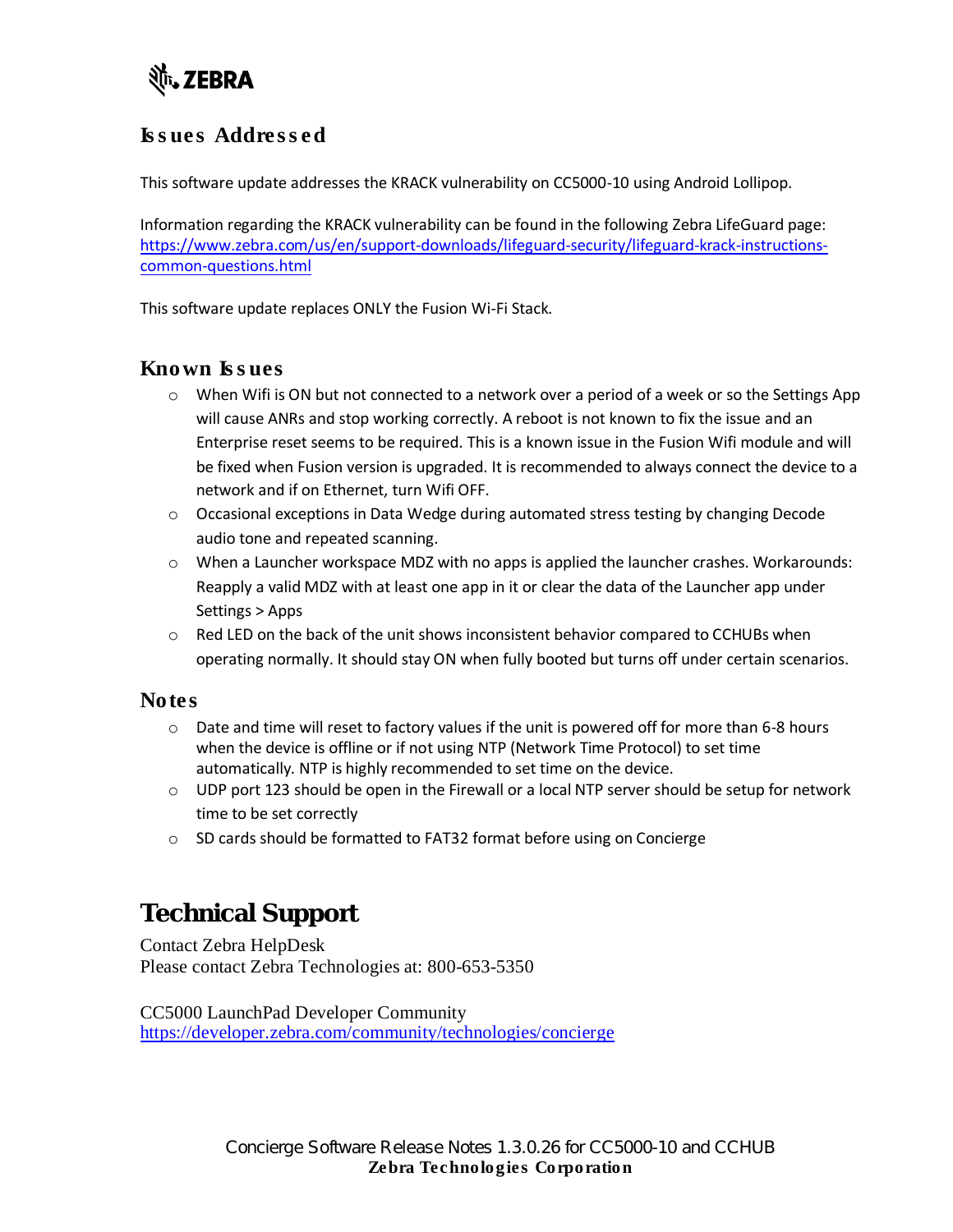## Issues Addressed

This software update addresses the KRACK vulnerability on CC5000-10 using Android Lollipop.

Information regarding the KRACK vulnerability can be found in the following Zebra LifeGuard page: https://www.zebra.com/us/en/support-downloads/lifeguard-security/lifeguard-krack-instructions-common-questions.html

This software update replaces ONLY the Fusion Wi-Fi Stack.

## Known Issues

- When Wifi is ON but not connected to a network over a period of a week or so the Settings App will cause ANRs and stop working correctly. A reboot is not known to fix the issue and an Enterprise reset seems to be required. This is a known issue in the Fusion Wifi module and will be fixed when Fusion version is upgraded. It is recommended to always connect the device to a network and if on Ethernet, turn Wifi OFF.
- Occasional exceptions in Data Wedge during automated stress testing by changing Decode audio tone and repeated scanning.
- When a Launcher workspace MDZ with no apps is applied the launcher crashes. Workarounds: Reapply a valid MDZ with at least one app in it or clear the data of the Launcher app under Settings > Apps
- Red LED on the back of the unit shows inconsistent behavior compared to CCHUBs when operating normally. It should stay ON when fully booted but turns off under certain scenarios.

## Notes

- Date and time will reset to factory values if the unit is powered off for more than 6-8 hours when the device is offline or if not using NTP (Network Time Protocol) to set time automatically. NTP is highly recommended to set time on the device.
- UDP port 123 should be open in the Firewall or a local NTP server should be setup for network time to be set correctly
- SD cards should be formatted to FAT32 format before using on Concierge

# Technical Support

Contact Zebra HelpDesk
Please contact Zebra Technologies at: 800-653-5350

CC5000 LaunchPad Developer Community
https://developer.zebra.com/community/technologies/concierge